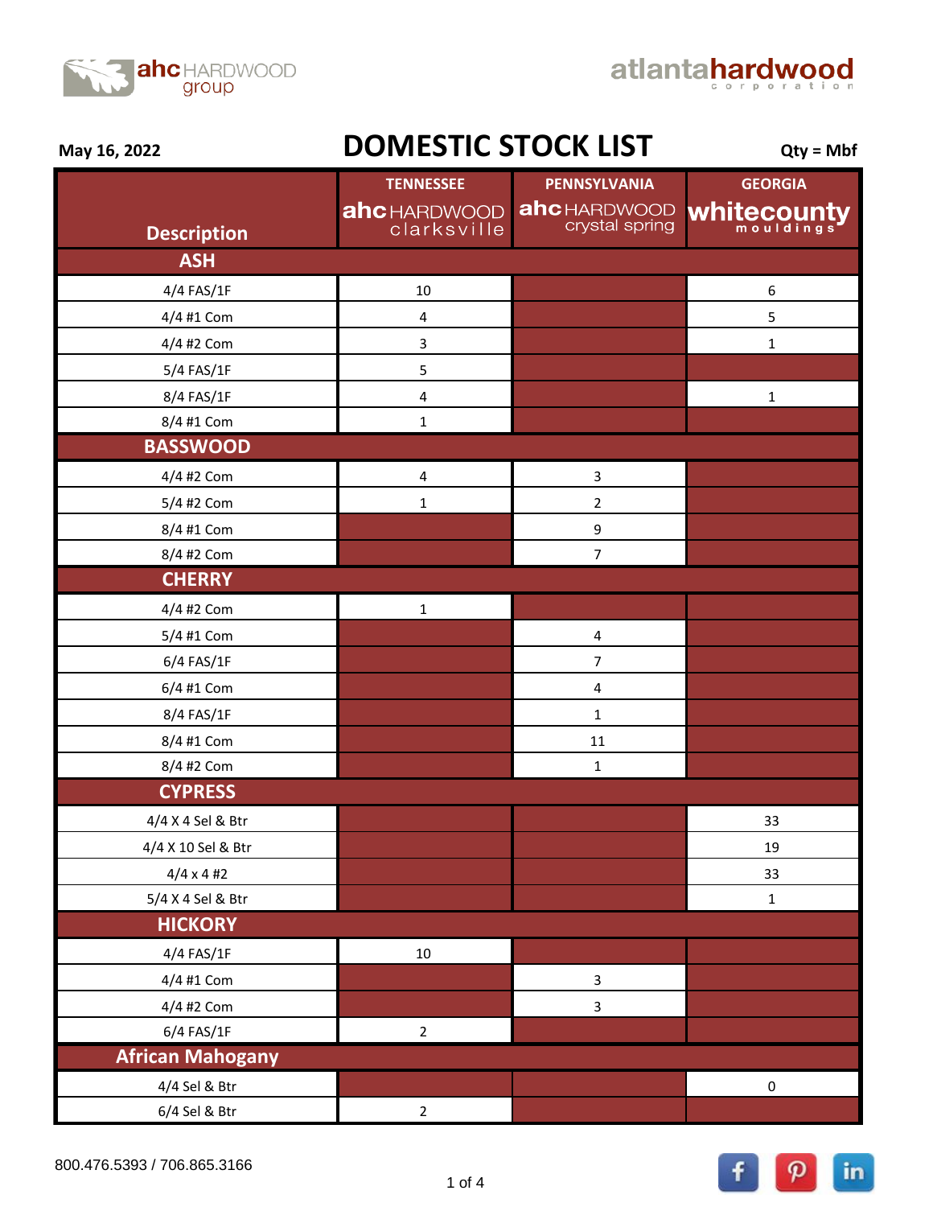ahc HARDWOOD group

atlantahardwood corporation

May 16, 2022

# DOMESTIC STOCK LIST

Qty = Mbf

| Description | TENNESSEE ahc HARDWOOD clarksville | PENNSYLVANIA ahc HARDWOOD crystal spring | GEORGIA whitecounty mouldings |
|---|---|---|---|
| **ASH** | | | |
| 4/4 FAS/1F | 10 | | 6 |
| 4/4 #1 Com | 4 | | 5 |
| 4/4 #2 Com | 3 | | 1 |
| 5/4 FAS/1F | 5 | | |
| 8/4 FAS/1F | 4 | | 1 |
| 8/4 #1 Com | 1 | | |
| **BASSWOOD** | | | |
| 4/4 #2 Com | 4 | 3 | |
| 5/4 #2 Com | 1 | 2 | |
| 8/4 #1 Com | | 9 | |
| 8/4 #2 Com | | 7 | |
| **CHERRY** | | | |
| 4/4 #2 Com | 1 | | |
| 5/4 #1 Com | | 4 | |
| 6/4 FAS/1F | | 7 | |
| 6/4 #1 Com | | 4 | |
| 8/4 FAS/1F | | 1 | |
| 8/4 #1 Com | | 11 | |
| 8/4 #2 Com | | 1 | |
| **CYPRESS** | | | |
| 4/4 X 4 Sel & Btr | | | 33 |
| 4/4 X 10 Sel & Btr | | | 19 |
| 4/4 x 4 #2 | | | 33 |
| 5/4 X 4 Sel & Btr | | | 1 |
| **HICKORY** | | | |
| 4/4 FAS/1F | 10 | | |
| 4/4 #1 Com | | 3 | |
| 4/4 #2 Com | | 3 | |
| 6/4 FAS/1F | 2 | | |
| **African Mahogany** | | | |
| 4/4 Sel & Btr | | | 0 |
| 6/4 Sel & Btr | 2 | | |

800.476.5393 / 706.865.3166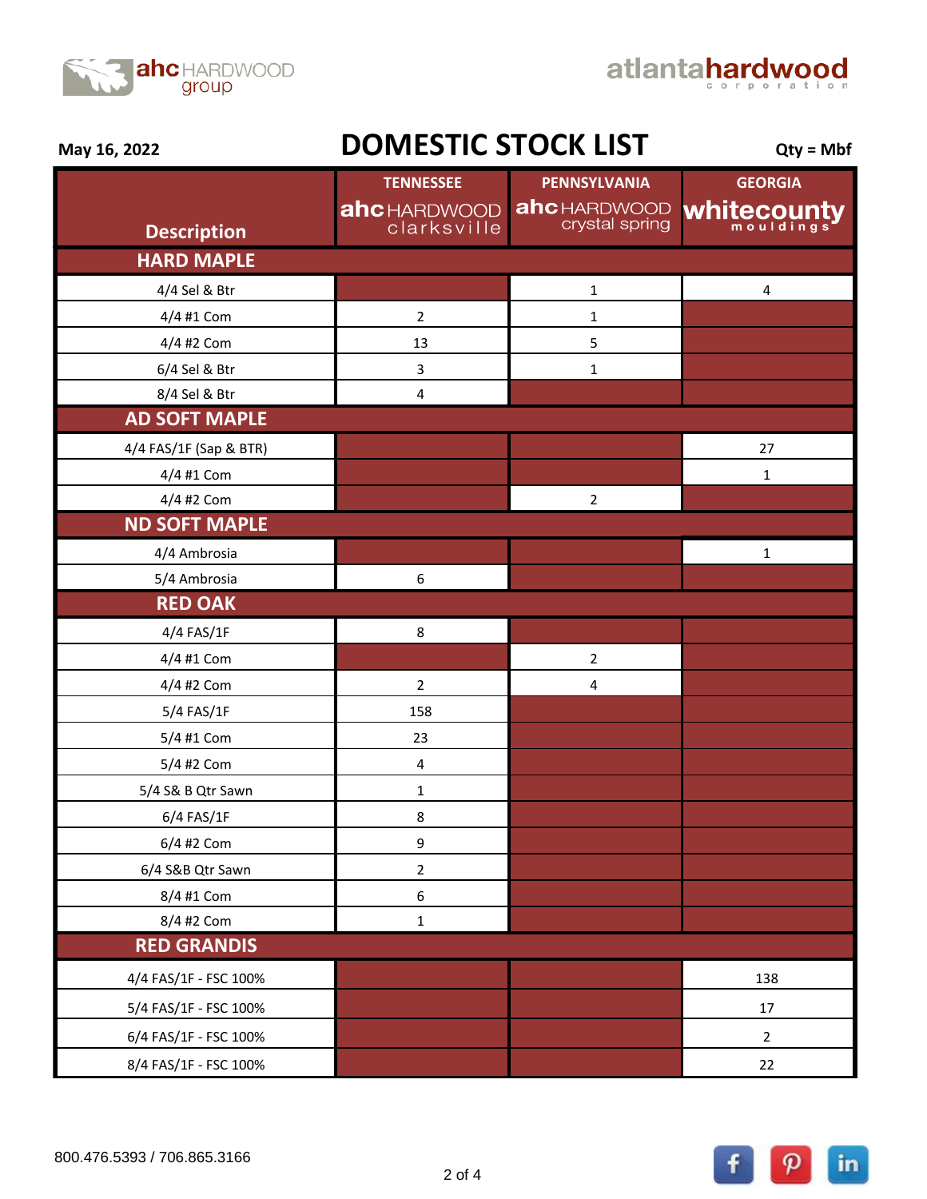May 16, 2022

# DOMESTIC STOCK LIST

Qty = Mbf

| Description | TENNESSEE ahc HARDWOOD clarksville | PENNSYLVANIA ahc HARDWOOD crystal spring | GEORGIA whitecounty mouldings |
|---|---|---|---|
| **HARD MAPLE** | | | |
| 4/4 Sel & Btr | | 1 | 4 |
| 4/4 #1 Com | 2 | 1 | |
| 4/4 #2 Com | 13 | 5 | |
| 6/4 Sel & Btr | 3 | 1 | |
| 8/4 Sel & Btr | 4 | | |
| **AD SOFT MAPLE** | | | |
| 4/4 FAS/1F (Sap & BTR) | | | 27 |
| 4/4 #1 Com | | | 1 |
| 4/4 #2 Com | | 2 | |
| **ND SOFT MAPLE** | | | |
| 4/4 Ambrosia | | | 1 |
| 5/4 Ambrosia | 6 | | |
| **RED OAK** | | | |
| 4/4 FAS/1F | 8 | | |
| 4/4 #1 Com | | 2 | |
| 4/4 #2 Com | 2 | 4 | |
| 5/4 FAS/1F | 158 | | |
| 5/4 #1 Com | 23 | | |
| 5/4 #2 Com | 4 | | |
| 5/4 S& B Qtr Sawn | 1 | | |
| 6/4 FAS/1F | 8 | | |
| 6/4 #2 Com | 9 | | |
| 6/4 S&B Qtr Sawn | 2 | | |
| 8/4 #1 Com | 6 | | |
| 8/4 #2 Com | 1 | | |
| **RED GRANDIS** | | | |
| 4/4 FAS/1F - FSC 100% | | | 138 |
| 5/4 FAS/1F - FSC 100% | | | 17 |
| 6/4 FAS/1F - FSC 100% | | | 2 |
| 8/4 FAS/1F - FSC 100% | | | 22 |

800.476.5393 / 706.865.3166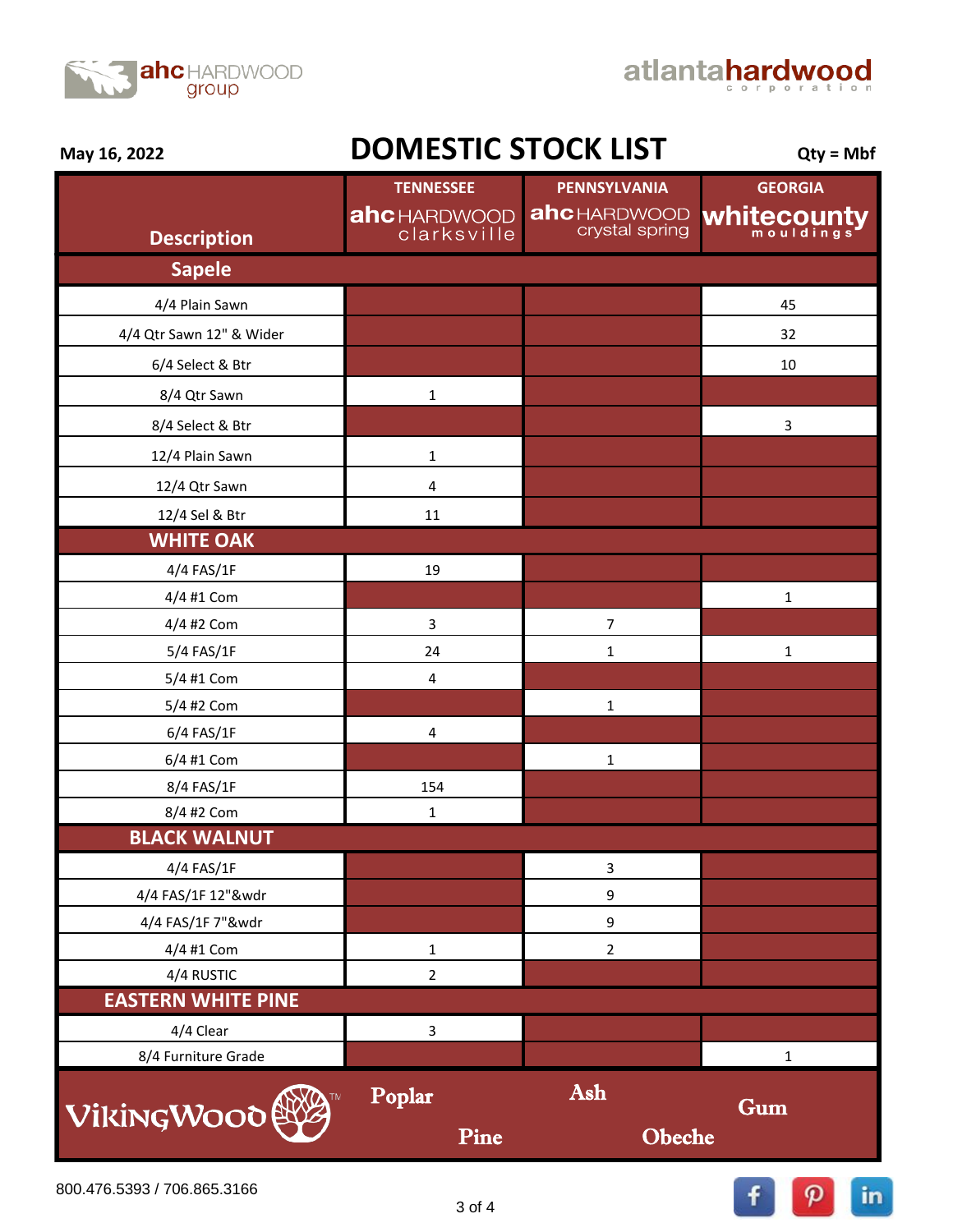May 16, 2022

# DOMESTIC STOCK LIST

Qty = Mbf

| Description | TENNESSEE ahc HARDWOOD clarksville | PENNSYLVANIA ahc HARDWOOD crystal spring | GEORGIA whitecounty mouldings |
|---|---|---|---|
| **Sapele** | | | |
| 4/4 Plain Sawn | | | 45 |
| 4/4 Qtr Sawn 12" & Wider | | | 32 |
| 6/4 Select & Btr | | | 10 |
| 8/4 Qtr Sawn | 1 | | |
| 8/4 Select & Btr | | | 3 |
| 12/4 Plain Sawn | 1 | | |
| 12/4 Qtr Sawn | 4 | | |
| 12/4 Sel & Btr | 11 | | |
| **WHITE OAK** | | | |
| 4/4 FAS/1F | 19 | | |
| 4/4 #1 Com | | | 1 |
| 4/4 #2 Com | 3 | 7 | |
| 5/4 FAS/1F | 24 | 1 | 1 |
| 5/4 #1 Com | 4 | | |
| 5/4 #2 Com | | 1 | |
| 6/4 FAS/1F | 4 | | |
| 6/4 #1 Com | | 1 | |
| 8/4 FAS/1F | 154 | | |
| 8/4 #2 Com | 1 | | |
| **BLACK WALNUT** | | | |
| 4/4 FAS/1F | | 3 | |
| 4/4 FAS/1F 12"&wdr | | 9 | |
| 4/4 FAS/1F 7"&wdr | | 9 | |
| 4/4 #1 Com | 1 | 2 | |
| 4/4 RUSTIC | 2 | | |
| **EASTERN WHITE PINE** | | | |
| 4/4 Clear | 3 | | |
| 8/4 Furniture Grade | | | 1 |

VikingWood™ — Poplar, Pine, Ash, Obeche, Gum

800.476.5393 / 706.865.3166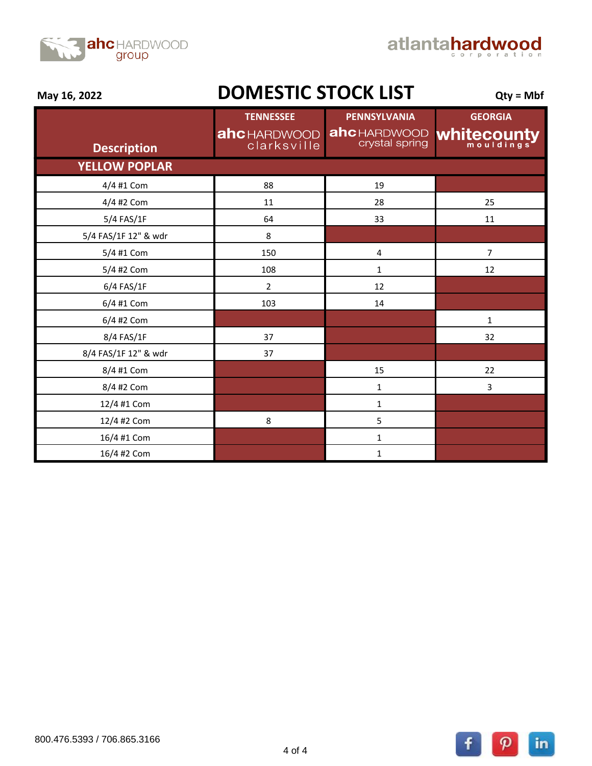ahc HARDWOOD group

atlantahardwood corporation

**May 16, 2022**

# DOMESTIC STOCK LIST

**Qty = Mbf**

| Description | TENNESSEE ahc HARDWOOD clarksville | PENNSYLVANIA ahc HARDWOOD crystal spring | GEORGIA whitecounty mouldings |
|---|---|---|---|
| **YELLOW POPLAR** | | | |
| 4/4 #1 Com | 88 | 19 | |
| 4/4 #2 Com | 11 | 28 | 25 |
| 5/4 FAS/1F | 64 | 33 | 11 |
| 5/4 FAS/1F 12" & wdr | 8 | | |
| 5/4 #1 Com | 150 | 4 | 7 |
| 5/4 #2 Com | 108 | 1 | 12 |
| 6/4 FAS/1F | 2 | 12 | |
| 6/4 #1 Com | 103 | 14 | |
| 6/4 #2 Com | | | 1 |
| 8/4 FAS/1F | 37 | | 32 |
| 8/4 FAS/1F 12" & wdr | 37 | | |
| 8/4 #1 Com | | 15 | 22 |
| 8/4 #2 Com | | 1 | 3 |
| 12/4 #1 Com | | 1 | |
| 12/4 #2 Com | 8 | 5 | |
| 16/4 #1 Com | | 1 | |
| 16/4 #2 Com | | 1 | |

800.476.5393 / 706.865.3166